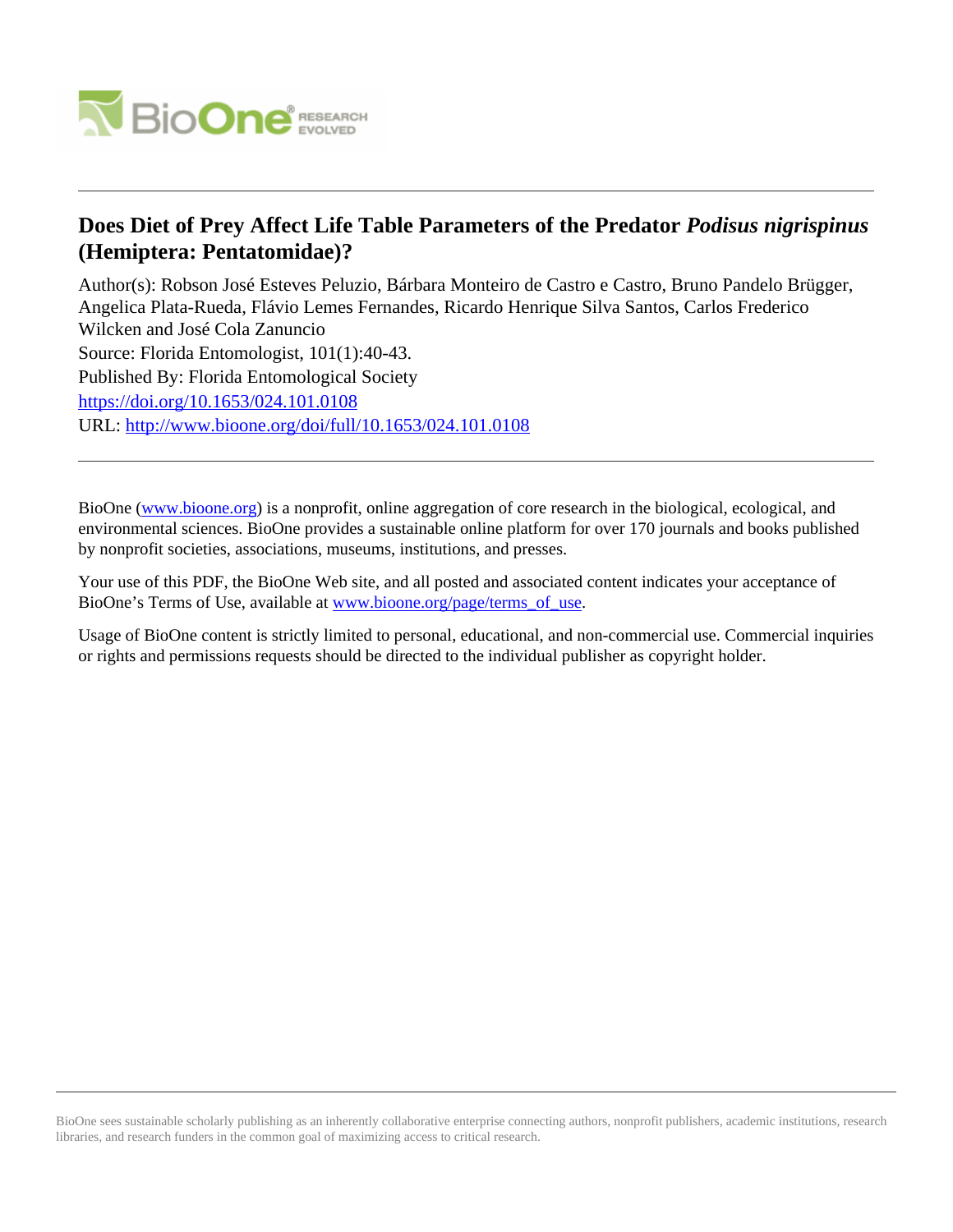# Does Diet of Prey Affect Life Table Parameters of the Predator *Podisus nigrispinus* (Hemiptera: Pentatomidae)?

Author(s): Robson José Esteves Peluzio, Bárbara Monteiro de Castro e Castro, Bruno Pandelo Brügger, Angelica Plata-Rueda, Flávio Lemes Fernandes, Ricardo Henrique Silva Santos, Carlos Frederico Wilcken and José Cola Zanuncio

Source: Florida Entomologist, 101(1):40-43.

Published By: Florida Entomological Society

https://doi.org/10.1653/024.101.0108

URL: http://www.bioone.org/doi/full/10.1653/024.101.0108

BioOne (www.bioone.org) is a nonprofit, online aggregation of core research in the biological, ecological, and environmental sciences. BioOne provides a sustainable online platform for over 170 journals and books published by nonprofit societies, associations, museums, institutions, and presses.

Your use of this PDF, the BioOne Web site, and all posted and associated content indicates your acceptance of BioOne's Terms of Use, available at www.bioone.org/page/terms_of_use.

Usage of BioOne content is strictly limited to personal, educational, and non-commercial use. Commercial inquiries or rights and permissions requests should be directed to the individual publisher as copyright holder.

BioOne sees sustainable scholarly publishing as an inherently collaborative enterprise connecting authors, nonprofit publishers, academic institutions, research libraries, and research funders in the common goal of maximizing access to critical research.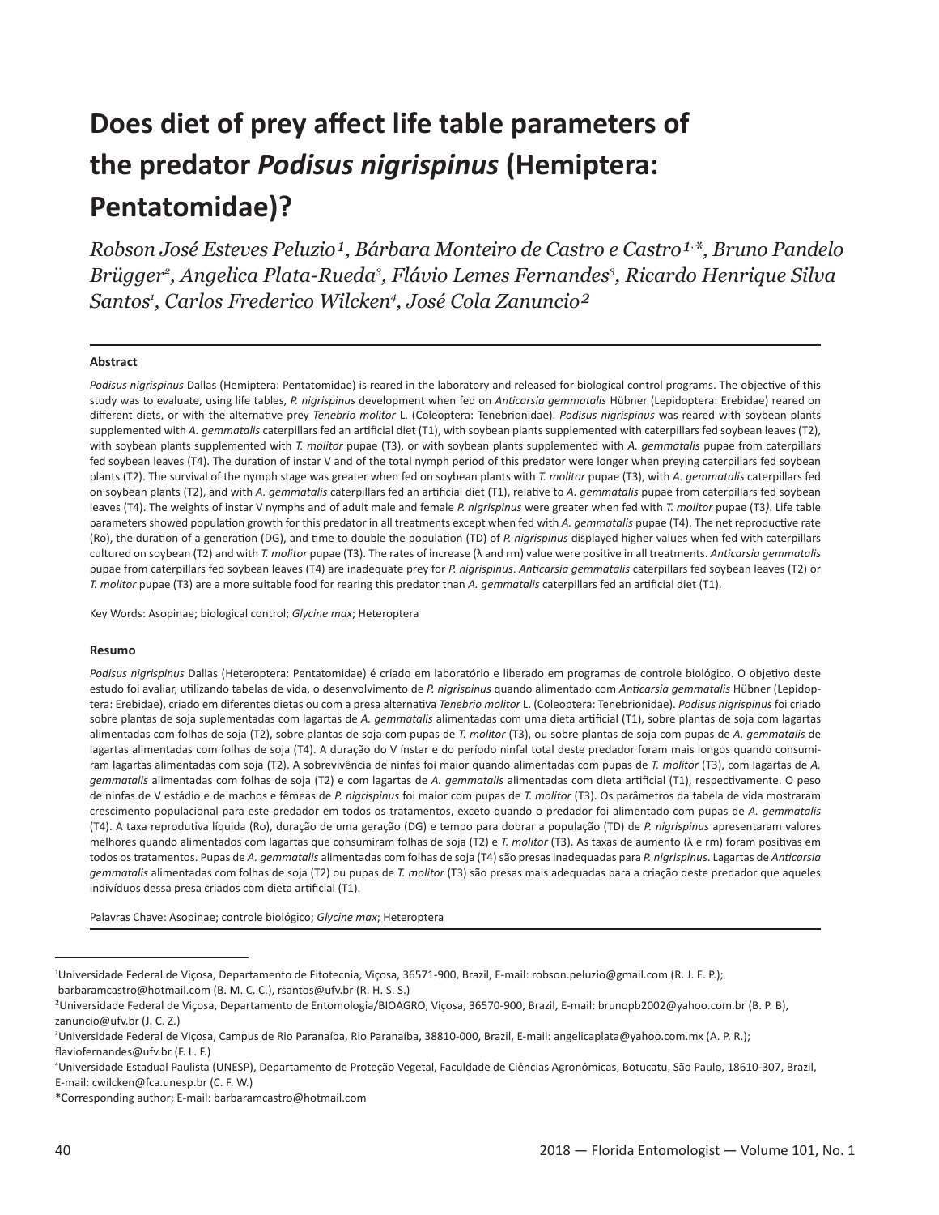# Does diet of prey affect life table parameters of the predator *Podisus nigrispinus* (Hemiptera: Pentatomidae)?

*Robson José Esteves Peluzio[1], Bárbara Monteiro de Castro e Castro[1,*], Bruno Pandelo Brügger[2], Angelica Plata-Rueda[3], Flávio Lemes Fernandes[3], Ricardo Henrique Silva Santos[1], Carlos Frederico Wilcken[4], José Cola Zanuncio[2]*

**Abstract**

*Podisus nigrispinus* Dallas (Hemiptera: Pentatomidae) is reared in the laboratory and released for biological control programs. The objective of this study was to evaluate, using life tables, *P. nigrispinus* development when fed on *Anticarsia gemmatalis* Hübner (Lepidoptera: Erebidae) reared on different diets, or with the alternative prey *Tenebrio molitor* L. (Coleoptera: Tenebrionidae). *Podisus nigrispinus* was reared with soybean plants supplemented with *A. gemmatalis* caterpillars fed an artificial diet (T1), with soybean plants supplemented with caterpillars fed soybean leaves (T2), with soybean plants supplemented with *T. molitor* pupae (T3), or with soybean plants supplemented with *A. gemmatalis* pupae from caterpillars fed soybean leaves (T4). The duration of instar V and of the total nymph period of this predator were longer when preying caterpillars fed soybean plants (T2). The survival of the nymph stage was greater when fed on soybean plants with *T. molitor* pupae (T3), with *A. gemmatalis* caterpillars fed on soybean plants (T2), and with *A. gemmatalis* caterpillars fed an artificial diet (T1), relative to *A. gemmatalis* pupae from caterpillars fed soybean leaves (T4). The weights of instar V nymphs and of adult male and female *P. nigrispinus* were greater when fed with *T. molitor* pupae (T3). Life table parameters showed population growth for this predator in all treatments except when fed with *A. gemmatalis* pupae (T4). The net reproductive rate (Ro), the duration of a generation (DG), and time to double the population (TD) of *P. nigrispinus* displayed higher values when fed with caterpillars cultured on soybean (T2) and with *T. molitor* pupae (T3). The rates of increase (λ and rm) value were positive in all treatments. *Anticarsia gemmatalis* pupae from caterpillars fed soybean leaves (T4) are inadequate prey for *P. nigrispinus*. *Anticarsia gemmatalis* caterpillars fed soybean leaves (T2) or *T. molitor* pupae (T3) are a more suitable food for rearing this predator than *A. gemmatalis* caterpillars fed an artificial diet (T1).

Key Words: Asopinae; biological control; *Glycine max*; Heteroptera

**Resumo**

*Podisus nigrispinus* Dallas (Heteroptera: Pentatomidae) é criado em laboratório e liberado em programas de controle biológico. O objetivo deste estudo foi avaliar, utilizando tabelas de vida, o desenvolvimento de *P. nigrispinus* quando alimentado com *Anticarsia gemmatalis* Hübner (Lepidoptera: Erebidae), criado em diferentes dietas ou com a presa alternativa *Tenebrio molitor* L. (Coleoptera: Tenebrionidae). *Podisus nigrispinus* foi criado sobre plantas de soja suplementadas com lagartas de *A. gemmatalis* alimentadas com uma dieta artificial (T1), sobre plantas de soja com lagartas alimentadas com folhas de soja (T2), sobre plantas de soja com pupas de *T. molitor* (T3), ou sobre plantas de soja com pupas de *A. gemmatalis* de lagartas alimentadas com folhas de soja (T4). A duração do V ínstar e do período ninfal total deste predador foram mais longos quando consumiram lagartas alimentadas com soja (T2). A sobrevivência de ninfas foi maior quando alimentadas com pupas de *T. molitor* (T3), com lagartas de *A. gemmatalis* alimentadas com folhas de soja (T2) e com lagartas de *A. gemmatalis* alimentadas com dieta artificial (T1), respectivamente. O peso de ninfas de V estádio e de machos e fêmeas de *P. nigrispinus* foi maior com pupas de *T. molitor* (T3). Os parâmetros da tabela de vida mostraram crescimento populacional para este predador em todos os tratamentos, exceto quando o predador foi alimentado com pupas de *A. gemmatalis* (T4). A taxa reprodutiva líquida (Ro), duração de uma geração (DG) e tempo para dobrar a população (TD) de *P. nigrispinus* apresentaram valores melhores quando alimentados com lagartas que consumiram folhas de soja (T2) e *T. molitor* (T3). As taxas de aumento (λ e rm) foram positivas em todos os tratamentos. Pupas de *A. gemmatalis* alimentadas com folhas de soja (T4) são presas inadequadas para *P. nigrispinus*. Lagartas de *Anticarsia gemmatalis* alimentadas com folhas de soja (T2) ou pupas de *T. molitor* (T3) são presas mais adequadas para a criação deste predador que aqueles indivíduos dessa presa criados com dieta artificial (T1).

Palavras Chave: Asopinae; controle biológico; *Glycine max*; Heteroptera

---

[1]Universidade Federal de Viçosa, Departamento de Fitotecnia, Viçosa, 36571-900, Brazil, E-mail: robson.peluzio@gmail.com (R. J. E. P.); barbaramcastro@hotmail.com (B. M. C. C.), rsantos@ufv.br (R. H. S. S.)

[2]Universidade Federal de Viçosa, Departamento de Entomologia/BIOAGRO, Viçosa, 36570-900, Brazil, E-mail: brunopb2002@yahoo.com.br (B. P. B), zanuncio@ufv.br (J. C. Z.)

[3]Universidade Federal de Viçosa, Campus de Rio Paranaíba, Rio Paranaíba, 38810-000, Brazil, E-mail: angelicaplata@yahoo.com.mx (A. P. R.); flaviofernandes@ufv.br (F. L. F.)

[4]Universidade Estadual Paulista (UNESP), Departamento de Proteção Vegetal, Faculdade de Ciências Agronômicas, Botucatu, São Paulo, 18610-307, Brazil, E-mail: cwilcken@fca.unesp.br (C. F. W.)

*Corresponding author; E-mail: barbaramcastro@hotmail.com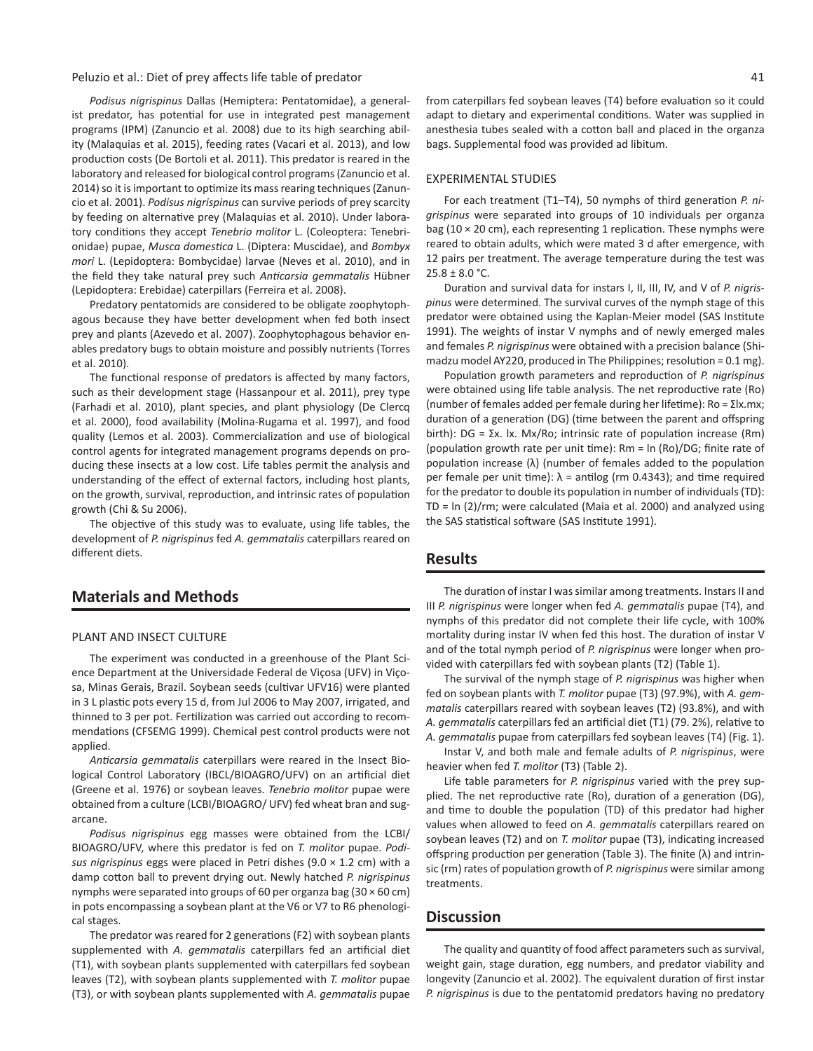*Podisus nigrispinus* Dallas (Hemiptera: Pentatomidae), a generalist predator, has potential for use in integrated pest management programs (IPM) (Zanuncio et al. 2008) due to its high searching ability (Malaquias et al. 2015), feeding rates (Vacari et al. 2013), and low production costs (De Bortoli et al. 2011). This predator is reared in the laboratory and released for biological control programs (Zanuncio et al. 2014) so it is important to optimize its mass rearing techniques (Zanuncio et al. 2001). *Podisus nigrispinus* can survive periods of prey scarcity by feeding on alternative prey (Malaquias et al. 2010). Under laboratory conditions they accept *Tenebrio molitor* L. (Coleoptera: Tenebrionidae) pupae, *Musca domestica* L. (Diptera: Muscidae), and *Bombyx mori* L. (Lepidoptera: Bombycidae) larvae (Neves et al. 2010), and in the field they take natural prey such *Anticarsia gemmatalis* Hübner (Lepidoptera: Erebidae) caterpillars (Ferreira et al. 2008).

Predatory pentatomids are considered to be obligate zoophytophagous because they have better development when fed both insect prey and plants (Azevedo et al. 2007). Zoophytophagous behavior enables predatory bugs to obtain moisture and possibly nutrients (Torres et al. 2010).

The functional response of predators is affected by many factors, such as their development stage (Hassanpour et al. 2011), prey type (Farhadi et al. 2010), plant species, and plant physiology (De Clercq et al. 2000), food availability (Molina-Rugama et al. 1997), and food quality (Lemos et al. 2003). Commercialization and use of biological control agents for integrated management programs depends on producing these insects at a low cost. Life tables permit the analysis and understanding of the effect of external factors, including host plants, on the growth, survival, reproduction, and intrinsic rates of population growth (Chi & Su 2006).

The objective of this study was to evaluate, using life tables, the development of *P. nigrispinus* fed *A. gemmatalis* caterpillars reared on different diets.

## Materials and Methods

### PLANT AND INSECT CULTURE

The experiment was conducted in a greenhouse of the Plant Science Department at the Universidade Federal de Viçosa (UFV) in Viçosa, Minas Gerais, Brazil. Soybean seeds (cultivar UFV16) were planted in 3 L plastic pots every 15 d, from Jul 2006 to May 2007, irrigated, and thinned to 3 per pot. Fertilization was carried out according to recommendations (CFSEMG 1999). Chemical pest control products were not applied.

*Anticarsia gemmatalis* caterpillars were reared in the Insect Biological Control Laboratory (IBCL/BIOAGRO/UFV) on an artificial diet (Greene et al. 1976) or soybean leaves. *Tenebrio molitor* pupae were obtained from a culture (LCBI/BIOAGRO/ UFV) fed wheat bran and sugarcane.

*Podisus nigrispinus* egg masses were obtained from the LCBI/BIOAGRO/UFV, where this predator is fed on *T. molitor* pupae. *Podisus nigrispinus* eggs were placed in Petri dishes (9.0 × 1.2 cm) with a damp cotton ball to prevent drying out. Newly hatched *P. nigrispinus* nymphs were separated into groups of 60 per organza bag (30 × 60 cm) in pots encompassing a soybean plant at the V6 or V7 to R6 phenological stages.

The predator was reared for 2 generations (F2) with soybean plants supplemented with *A. gemmatalis* caterpillars fed an artificial diet (T1), with soybean plants supplemented with caterpillars fed soybean leaves (T2), with soybean plants supplemented with *T. molitor* pupae (T3), or with soybean plants supplemented with *A. gemmatalis* pupae from caterpillars fed soybean leaves (T4) before evaluation so it could adapt to dietary and experimental conditions. Water was supplied in anesthesia tubes sealed with a cotton ball and placed in the organza bags. Supplemental food was provided ad libitum.

### EXPERIMENTAL STUDIES

For each treatment (T1–T4), 50 nymphs of third generation *P. nigrispinus* were separated into groups of 10 individuals per organza bag (10 × 20 cm), each representing 1 replication. These nymphs were reared to obtain adults, which were mated 3 d after emergence, with 12 pairs per treatment. The average temperature during the test was 25.8 ± 8.0 °C.

Duration and survival data for instars I, II, III, IV, and V of *P. nigrispinus* were determined. The survival curves of the nymph stage of this predator were obtained using the Kaplan-Meier model (SAS Institute 1991). The weights of instar V nymphs and of newly emerged males and females *P. nigrispinus* were obtained with a precision balance (Shimadzu model AY220, produced in The Philippines; resolution = 0.1 mg).

Population growth parameters and reproduction of *P. nigrispinus* were obtained using life table analysis. The net reproductive rate (Ro) (number of females added per female during her lifetime): $Ro = \Sigma lx.mx$; duration of a generation (DG) (time between the parent and offspring birth): $DG = \Sigma x.\ lx.\ Mx/Ro$; intrinsic rate of population increase (Rm) (population growth rate per unit time): $Rm = \ln (Ro)/DG$; finite rate of population increase (λ) (number of females added to the population per female per unit time): $\lambda = \text{antilog}(rm\ 0.4343)$; and time required for the predator to double its population in number of individuals (TD): $TD = \ln (2)/rm$; were calculated (Maia et al. 2000) and analyzed using the SAS statistical software (SAS Institute 1991).

## Results

The duration of instar I was similar among treatments. Instars II and III *P. nigrispinus* were longer when fed *A. gemmatalis* pupae (T4), and nymphs of this predator did not complete their life cycle, with 100% mortality during instar IV when fed this host. The duration of instar V and of the total nymph period of *P. nigrispinus* were longer when provided with caterpillars fed with soybean plants (T2) (Table 1).

The survival of the nymph stage of *P. nigrispinus* was higher when fed on soybean plants with *T. molitor* pupae (T3) (97.9%), with *A. gemmatalis* caterpillars reared with soybean leaves (T2) (93.8%), and with *A. gemmatalis* caterpillars fed an artificial diet (T1) (79. 2%), relative to *A. gemmatalis* pupae from caterpillars fed soybean leaves (T4) (Fig. 1).

Instar V, and both male and female adults of *P. nigrispinus*, were heavier when fed *T. molitor* (T3) (Table 2).

Life table parameters for *P. nigrispinus* varied with the prey supplied. The net reproductive rate (Ro), duration of a generation (DG), and time to double the population (TD) of this predator had higher values when allowed to feed on *A. gemmatalis* caterpillars reared on soybean leaves (T2) and on *T. molitor* pupae (T3), indicating increased offspring production per generation (Table 3). The finite (λ) and intrinsic (rm) rates of population growth of *P. nigrispinus* were similar among treatments.

## Discussion

The quality and quantity of food affect parameters such as survival, weight gain, stage duration, egg numbers, and predator viability and longevity (Zanuncio et al. 2002). The equivalent duration of first instar *P. nigrispinus* is due to the pentatomid predators having no predatory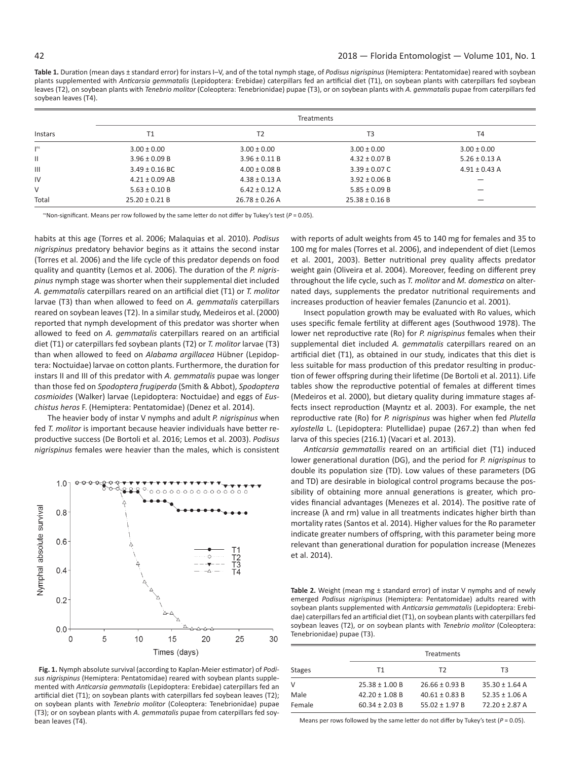**Table 1.** Duration (mean days ± standard error) for instars I–V, and of the total nymph stage, of *Podisus nigrispinus* (Hemiptera: Pentatomidae) reared with soybean plants supplemented with *Anticarsia gemmatalis* (Lepidoptera: Erebidae) caterpillars fed an artificial diet (T1), on soybean plants with caterpillars fed soybean leaves (T2), on soybean plants with *Tenebrio molitor* (Coleoptera: Tenebrionidae) pupae (T3), or on soybean plants with *A. gemmatalis* pupae from caterpillars fed soybean leaves (T4).

| Instars | Treatments | | | |
|---|---|---|---|---|
| | T1 | T2 | T3 | T4 |
| I[ns] | 3.00 ± 0.00 | 3.00 ± 0.00 | 3.00 ± 0.00 | 3.00 ± 0.00 |
| II | 3.96 ± 0.09 B | 3.96 ± 0.11 B | 4.32 ± 0.07 B | 5.26 ± 0.13 A |
| III | 3.49 ± 0.16 BC | 4.00 ± 0.08 B | 3.39 ± 0.07 C | 4.91 ± 0.43 A |
| IV | 4.21 ± 0.09 AB | 4.38 ± 0.13 A | 3.92 ± 0.06 B | — |
| V | 5.63 ± 0.10 B | 6.42 ± 0.12 A | 5.85 ± 0.09 B | — |
| Total | 25.20 ± 0.21 B | 26.78 ± 0.26 A | 25.38 ± 0.16 B | — |

[ns]Non-significant. Means per row followed by the same letter do not differ by Tukey's test ($P = 0.05$).

habits at this age (Torres et al. 2006; Malaquias et al. 2010). *Podisus nigrispinus* predatory behavior begins as it attains the second instar (Torres et al. 2006) and the life cycle of this predator depends on food quality and quantity (Lemos et al. 2006). The duration of the *P. nigrispinus* nymph stage was shorter when their supplemental diet included *A. gemmatalis* caterpillars reared on an artificial diet (T1) or *T. molitor* larvae (T3) than when allowed to feed on *A. gemmatalis* caterpillars reared on soybean leaves (T2). In a similar study, Medeiros et al. (2000) reported that nymph development of this predator was shorter when allowed to feed on *A. gemmatalis* caterpillars reared on an artificial diet (T1) or caterpillars fed soybean plants (T2) or *T. molitor* larvae (T3) than when allowed to feed on *Alabama argillacea* Hübner (Lepidoptera: Noctuidae) larvae on cotton plants. Furthermore, the duration for instars II and III of this predator with *A. gemmatalis* pupae was longer than those fed on *Spodoptera frugiperda* (Smith & Abbot), *Spodoptera cosmioides* (Walker) larvae (Lepidoptera: Noctuidae) and eggs of *Euschistus heros* F. (Hemiptera: Pentatomidae) (Denez et al. 2014).

The heavier body of instar V nymphs and adult *P. nigrispinus* when fed *T. molitor* is important because heavier individuals have better reproductive success (De Bortoli et al. 2016; Lemos et al. 2003). *Podisus nigrispinus* females were heavier than the males, which is consistent with reports of adult weights from 45 to 140 mg for females and 35 to 100 mg for males (Torres et al. 2006), and independent of diet (Lemos et al. 2001, 2003). Better nutritional prey quality affects predator weight gain (Oliveira et al. 2004). Moreover, feeding on different prey throughout the life cycle, such as *T. molitor* and *M. domestica* on alternated days, supplements the predator nutritional requirements and increases production of heavier females (Zanuncio et al. 2001).

Insect population growth may be evaluated with Ro values, which uses specific female fertility at different ages (Southwood 1978). The lower net reproductive rate (Ro) for *P. nigrispinus* females when their supplemental diet included *A. gemmatalis* caterpillars reared on an artificial diet (T1), as obtained in our study, indicates that this diet is less suitable for mass production of this predator resulting in production of fewer offspring during their lifetime (De Bortoli et al. 2011). Life tables show the reproductive potential of females at different times (Medeiros et al. 2000), but dietary quality during immature stages affects insect reproduction (Mayntz et al. 2003). For example, the net reproductive rate (Ro) for *P. nigrispinus* was higher when fed *Plutella xylostella* L. (Lepidoptera: Plutellidae) pupae (267.2) than when fed larva of this species (216.1) (Vacari et al. 2013).

*Anticarsia gemmatallis* reared on an artificial diet (T1) induced lower generational duration (DG), and the period for *P. nigrispinus* to double its population size (TD). Low values of these parameters (DG and TD) are desirable in biological control programs because the possibility of obtaining more annual generations is greater, which provides financial advantages (Menezes et al. 2014). The positive rate of increase (λ and rm) value in all treatments indicates higher birth than mortality rates (Santos et al. 2014). Higher values for the Ro parameter indicate greater numbers of offspring, with this parameter being more relevant than generational duration for population increase (Menezes et al. 2014).

**Fig. 1.** Nymph absolute survival (according to Kaplan-Meier estimator) of *Podisus nigrispinus* (Hemiptera: Pentatomidae) reared with soybean plants supplemented with *Anticarsia gemmatalis* (Lepidoptera: Erebidae) caterpillars fed an artificial diet (T1); on soybean plants with caterpillars fed soybean leaves (T2); on soybean plants with *Tenebrio molitor* (Coleoptera: Tenebrionidae) pupae (T3); or on soybean plants with *A. gemmatalis* pupae from caterpillars fed soybean leaves (T4).

**Table 2.** Weight (mean mg ± standard error) of instar V nymphs and of newly emerged *Podisus nigrispinus* (Hemiptera: Pentatomidae) adults reared with soybean plants supplemented with *Anticarsia gemmatalis* (Lepidoptera: Erebidae) caterpillars fed an artificial diet (T1), on soybean plants with caterpillars fed soybean leaves (T2), or on soybean plants with *Tenebrio molitor* (Coleoptera: Tenebrionidae) pupae (T3).

| Stages | Treatments | | |
|---|---|---|---|
| | T1 | T2 | T3 |
| V | 25.38 ± 1.00 B | 26.66 ± 0.93 B | 35.30 ± 1.64 A |
| Male | 42.20 ± 1.08 B | 40.61 ± 0.83 B | 52.35 ± 1.06 A |
| Female | 60.34 ± 2.03 B | 55.02 ± 1.97 B | 72.20 ± 2.87 A |

Means per rows followed by the same letter do not differ by Tukey's test ($P = 0.05$).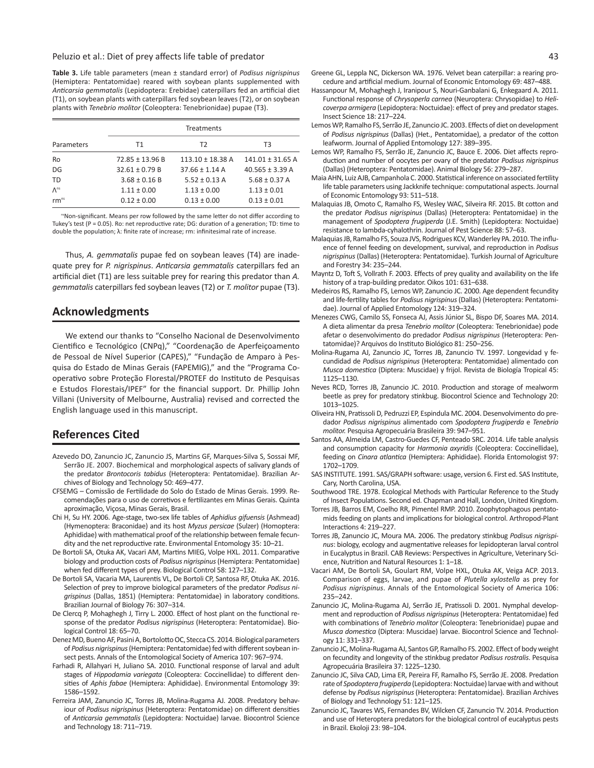**Table 3.** Life table parameters (mean ± standard error) of *Podisus nigrispinus* (Hemiptera: Pentatomidae) reared with soybean plants supplemented with *Anticarsia gemmatalis* (Lepidoptera: Erebidae) caterpillars fed an artificial diet (T1), on soybean plants with caterpillars fed soybean leaves (T2), or on soybean plants with *Tenebrio molitor* (Coleoptera: Tenebrionidae) pupae (T3).

| | Treatments | | |
|---|---|---|---|
| Parameters | T1 | T2 | T3 |
| Ro | 72.85 ± 13.96 B | 113.10 ± 18.38 A | 141.01 ± 31.65 A |
| DG | 32.61 ± 0.79 B | 37.66 ± 1.14 A | 40.565 ± 3.39 A |
| TD | 3.68 ± 0.16 B | 5.52 ± 0.13 A | 5.68 ± 0.37 A |
| $\lambda^{ns}$ | 1.11 ± 0.00 | 1.13 ± 0.00 | 1.13 ± 0.01 |
| $rm^{ns}$ | 0.12 ± 0.00 | 0.13 ± 0.00 | 0.13 ± 0.01 |

$^{ns}$Non-significant. Means per row followed by the same letter do not differ according to Tukey's test (P = 0.05). Ro: net reproductive rate; DG: duration of a generation; TD: time to double the population; λ: finite rate of increase; rm: infinitesimal rate of increase.

Thus, *A. gemmatalis* pupae fed on soybean leaves (T4) are inadequate prey for *P. nigrispinus*. *Anticarsia gemmatalis* caterpillars fed an artificial diet (T1) are less suitable prey for rearing this predator than *A. gemmatalis* caterpillars fed soybean leaves (T2) or *T. molitor* pupae (T3).

## Acknowledgments

We extend our thanks to "Conselho Nacional de Desenvolvimento Científico e Tecnológico (CNPq)," "Coordenação de Aperfeiçoamento de Pessoal de Nível Superior (CAPES)," "Fundação de Amparo à Pesquisa do Estado de Minas Gerais (FAPEMIG)," and the "Programa Cooperativo sobre Proteção Florestal/PROTEF do Instituto de Pesquisas e Estudos Florestais/IPEF" for the financial support. Dr. Phillip John Villani (University of Melbourne, Australia) revised and corrected the English language used in this manuscript.

## References Cited

Azevedo DO, Zanuncio JC, Zanuncio JS, Martins GF, Marques-Silva S, Sossai MF, Serrão JE. 2007. Biochemical and morphological aspects of salivary glands of the predator *Brontocoris tabidus* (Heteroptera: Pentatomidae). Brazilian Archives of Biology and Technology 50: 469–477.

CFSEMG – Comissão de Fertilidade do Solo do Estado de Minas Gerais. 1999. Recomendações para o uso de corretivos e fertilizantes em Minas Gerais. Quinta aproximação, Viçosa, Minas Gerais, Brasil.

Chi H, Su HY. 2006. Age-stage, two-sex life tables of *Aphidius gifuensis* (Ashmead) (Hymenoptera: Braconidae) and its host *Myzus persicae* (Sulzer) (Homoptera: Aphididae) with mathematical proof of the relationship between female fecundity and the net reproductive rate. Environmental Entomology 35: 10–21.

De Bortoli SA, Otuka AK, Vacari AM, Martins MIEG, Volpe HXL. 2011. Comparative biology and production costs of *Podisus nigrispinus* (Hemiptera: Pentatomidae) when fed different types of prey. Biological Control 58: 127–132.

De Bortoli SA, Vacaria MA, Laurentis VL, De Bortoli CP, Santosa RF, Otuka AK. 2016. Selection of prey to improve biological parameters of the predator *Podisus nigrispinus* (Dallas, 1851) (Hemiptera: Pentatomidae) in laboratory conditions. Brazilian Journal of Biology 76: 307–314.

De Clercq P, Mohaghegh J, Tirry L. 2000. Effect of host plant on the functional response of the predator *Podisus nigrispinus* (Heteroptera: Pentatomidae). Biological Control 18: 65–70.

Denez MD, Bueno AF, Pasini A, Bortolotto OC, Stecca CS. 2014. Biological parameters of *Podisus nigrispinus* (Hemiptera: Pentatomidae) fed with different soybean insect pests. Annals of the Entomological Society of America 107: 967–974.

Farhadi R, Allahyari H, Juliano SA. 2010. Functional response of larval and adult stages of *Hippodamia variegata* (Coleoptera: Coccinellidae) to different densities of *Aphis fabae* (Hemiptera: Aphididae). Environmental Entomology 39: 1586–1592.

Ferreira JAM, Zanuncio JC, Torres JB, Molina-Rugama AJ. 2008. Predatory behaviour of *Podisus nigrispinus* (Heteroptera: Pentatomidae) on different densities of *Anticarsia gemmatalis* (Lepidoptera: Noctuidae) larvae. Biocontrol Science and Technology 18: 711–719.

Greene GL, Leppla NC, Dickerson WA. 1976. Velvet bean caterpillar: a rearing procedure and artificial medium. Journal of Economic Entomology 69: 487–488.

Hassanpour M, Mohaghegh J, Iranipour S, Nouri-Ganbalani G, Enkegaard A. 2011. Functional response of *Chrysoperla carnea* (Neuroptera: Chrysopidae) to *Helicoverpa armigera* (Lepidoptera: Noctuidae): effect of prey and predator stages. Insect Science 18: 217–224.

Lemos WP, Ramalho FS, Serrão JE, Zanuncio JC. 2003. Effects of diet on development of *Podisus nigrispinus* (Dallas) (Het., Pentatomidae), a predator of the cotton leafworm. Journal of Applied Entomology 127: 389–395.

Lemos WP, Ramalho FS, Serrão JE, Zanuncio JC, Bauce E. 2006. Diet affects reproduction and number of oocytes per ovary of the predator *Podisus nigrispinus* (Dallas) (Heteroptera: Pentatomidae). Animal Biology 56: 279–287.

Maia AHN, Luiz AJB, Campanhola C. 2000. Statistical inference on associated fertility life table parameters using Jackknife technique: computational aspects. Journal of Economic Entomology 93: 511–518.

Malaquias JB, Omoto C, Ramalho FS, Wesley WAC, Silveira RF. 2015. Bt cotton and the predator *Podisus nigrispinus* (Dallas) (Heteroptera: Pentatomidae) in the management of *Spodoptera frugiperda* (J.E. Smith) (Lepidoptera: Noctuidae) resistance to lambda-cyhalothrin. Journal of Pest Science 88: 57–63.

Malaquias JB, Ramalho FS, Souza JVS, Rodrigues KCV, Wanderley PA. 2010. The influence of fennel feeding on development, survival, and reproduction in *Podisus nigrispinus* (Dallas) (Heteroptera: Pentatomidae). Turkish Journal of Agriculture and Forestry 34: 235–244.

Mayntz D, Toft S, Vollrath F. 2003. Effects of prey quality and availability on the life history of a trap-building predator. Oikos 101: 631–638.

Medeiros RS, Ramalho FS, Lemos WP, Zanuncio JC. 2000. Age dependent fecundity and life-fertility tables for *Podisus nigrispinus* (Dallas) (Heteroptera: Pentatomidae). Journal of Applied Entomology 124: 319–324.

Menezes CWG, Camilo SS, Fonseca AJ, Assis Júnior SL, Bispo DF, Soares MA. 2014. A dieta alimentar da presa *Tenebrio molitor* (Coleoptera: Tenebrionidae) pode afetar o desenvolvimento do predador *Podisus nigrispinus* (Heteroptera: Pentatomidae)? Arquivos do Instituto Biológico 81: 250–256.

Molina-Rugama AJ, Zanuncio JC, Torres JB, Zanuncio TV. 1997. Longevidad y fecundidad de *Podisus nigrispinus* (Heteroptera: Pentatomidae) alimentado con *Musca domestica* (Diptera: Muscidae) y frijol. Revista de Biología Tropical 45: 1125–1130.

Neves RCD, Torres JB, Zanuncio JC. 2010. Production and storage of mealworm beetle as prey for predatory stinkbug. Biocontrol Science and Technology 20: 1013–1025.

Oliveira HN, Pratissoli D, Pedruzzi EP, Espindula MC. 2004. Desenvolvimento do predador *Podisus nigrispinus* alimentado com *Spodoptera frugiperda* e *Tenebrio molitor.* Pesquisa Agropecuária Brasileira 39: 947–951.

Santos AA, Almeida LM, Castro-Guedes CF, Penteado SRC. 2014. Life table analysis and consumption capacity for *Harmonia axyridis* (Coleoptera: Coccinellidae), feeding on *Cinara atlantica* (Hemiptera: Aphididae). Florida Entomologist 97: 1702–1709.

SAS INSTITUTE. 1991. SAS/GRAPH software: usage, version 6. First ed. SAS Institute, Cary, North Carolina, USA.

Southwood TRE. 1978. Ecological Methods with Particular Reference to the Study of Insect Populations. Second ed. Chapman and Hall, London, United Kingdom.

Torres JB, Barros EM, Coelho RR, Pimentel RMP. 2010. Zoophytophagous pentatomids feeding on plants and implications for biological control. Arthropod-Plant Interactions 4: 219–227.

Torres JB, Zanuncio JC, Moura MA. 2006. The predatory stinkbug *Podisus nigrispinus*: biology, ecology and augmentative releases for lepidopteran larval control in Eucalyptus in Brazil. CAB Reviews: Perspectives in Agriculture, Veterinary Science, Nutrition and Natural Resources 1: 1–18.

Vacari AM, De Bortoli SA, Goulart RM, Volpe HXL, Otuka AK, Veiga ACP. 2013. Comparison of eggs, larvae, and pupae of *Plutella xylostella* as prey for *Podisus nigrispinus*. Annals of the Entomological Society of America 106: 235–242.

Zanuncio JC, Molina-Rugama AJ, Serrão JE, Pratissoli D. 2001. Nymphal development and reproduction of *Podisus nigrispinus* (Heteroptera: Pentatomidae) fed with combinations of *Tenebrio molitor* (Coleoptera: Tenebrionidae) pupae and *Musca domestica* (Diptera: Muscidae) larvae. Biocontrol Science and Technology 11: 331–337.

Zanuncio JC, Molina-Rugama AJ, Santos GP, Ramalho FS. 2002. Effect of body weight on fecundity and longevity of the stinkbug predator *Podisus rostralis*. Pesquisa Agropecuária Brasileira 37: 1225–1230.

Zanuncio JC, Silva CAD, Lima ER, Pereira FF, Ramalho FS, Serrão JE. 2008. Predation rate of *Spodoptera frugiperda* (Lepidoptera: Noctuidae) larvae with and without defense by *Podisus nigrispinus* (Heteroptera: Pentatomidae). Brazilian Archives of Biology and Technology 51: 121–125.

Zanuncio JC, Tavares WS, Fernandes BV, Wilcken CF, Zanuncio TV. 2014. Production and use of Heteroptera predators for the biological control of eucalyptus pests in Brazil. Ekoloji 23: 98–104.